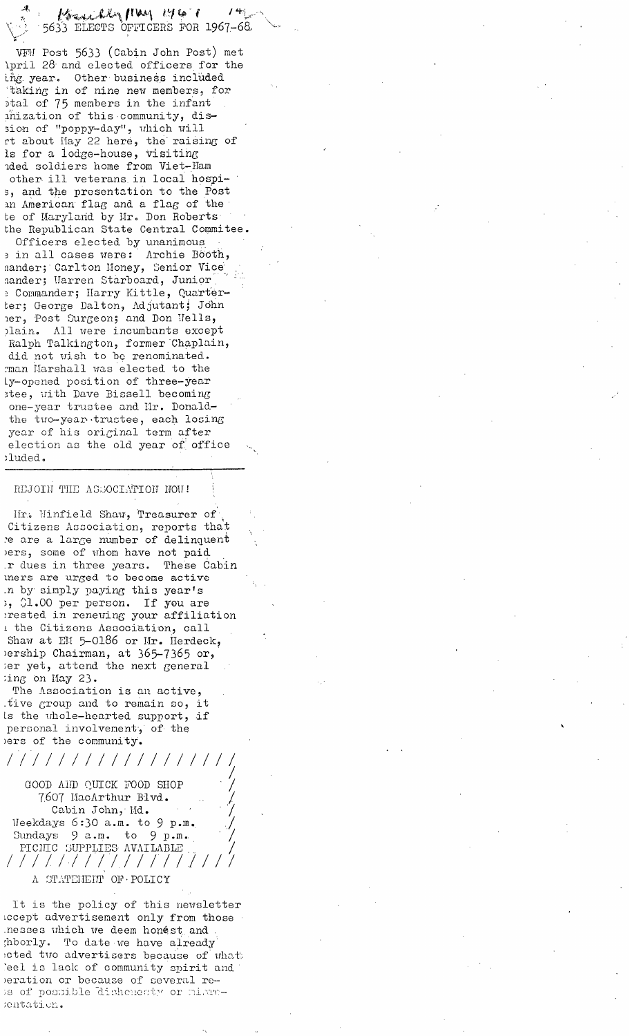Bannockburn May 1967 14

# 5633 ELECTS OFFICERS FOR 1967-68

VFW Post 5633 (Cabin John Post) met April 28 and elected officers for the ing year. Other business included taking in of nine new members, for otal of 75 members in the infant nization of this community, dission of "poppy-day", which will rt about May 22 here, the raising of ls for a lodge-house, visiting nded soldiers home from Viet-Nam other ill veterans in local hospis, and the presentation to the Post an American flag and a flag of the te of Maryland by Mr. Don Roberts the Republican State Central Commitee.

Officers elected by unanimous e in all cases were: Archie Booth, mander; Carlton Money, Senior Vice mander; Warren Starboard, Junior e Commander; Harry Kittle, Quarterter; George Dalton, Adjutant; John ner, Post Surgeon; and Don Wells, plain. All were incumbants except Ralph Talkington, former Chaplain, did not wish to be renominated. rman Marshall was elected to the ly-opened position of three-year stee, with Dave Bissell becoming one-year trustee and Mr. Donald- the two-year trustee, each losing year of his original term after election as the old year of office cluded.

---

## REJOIN THE ASSOCIATION NOW!

Mr. Winfield Shaw, Treasurer of Citizens Association, reports that re are a large number of delinquent bers, some of whom have not paid r dues in three years. These Cabin nners are urged to become active n by simply paying this year's s, $1.00 per person. If you are erested in renewing your affiliation the Citizens Association, call Shaw at EM 5-0186 or Mr. Herdeck, bership Chairman, at 365-7365 or, ter yet, attend the next general ting on May 23.

The Association is an active, tive group and to remain so, it ls the whole-hearted support, if personal involvement, of the bers of the community.

/ / / / / / / / / / / / / / / /

GOOD AND QUICK FOOD SHOP
7607 MacArthur Blvd.
Cabin John, Md.
Weekdays 6:30 a.m. to 9 p.m.
Sundays 9 a.m. to 9 p.m.
PICNIC SUPPLIES AVAILABLE

/ / / / / / / / / / / / / / / /

## A STATEMENT OF POLICY

It is the policy of this newsletter ccept advertisement only from those nesses which we deem honest and ghborly. To date we have already ected two advertisers because of what eel is lack of community spirit and peration or because of several res of possible dishonesty or misrepentation.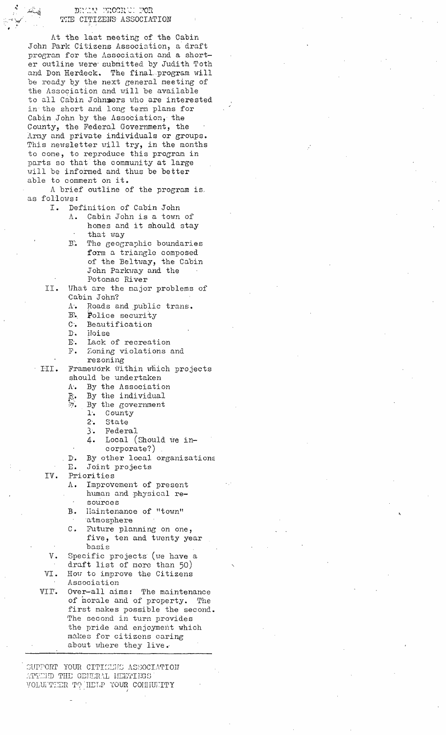## DRAFT PROGRAM FOR THE CITIZENS ASSOCIATION

At the last meeting of the Cabin John Park Citizens Association, a draft program for the Association and a shorter outline were submitted by Judith Toth and Don Herdeck. The final program will be ready by the next general meeting of the Association and will be available to all Cabin Johners who are interested in the short and long term plans for Cabin John by the Association, the County, the Federal Government, the Army and private individuals or groups. This newsletter will try, in the months to come, to reproduce this program in parts so that the community at large will be informed and thus be better able to comment on it.

A brief outline of the program is as follows:

I. Definition of Cabin John
   - A. Cabin John is a town of homes and it should stay that way
   - B. The geographic boundaries form a triangle composed of the Beltway, the Cabin John Parkway and the Potomac River

II. What are the major problems of Cabin John?
   - A. Roads and public trans.
   - B. Police security
   - C. Beautification
   - D. Noise
   - E. Lack of recreation
   - F. Zoning violations and rezoning

III. Framework within which projects should be undertaken
   - A. By the Association
   - B. By the individual
   - C. By the government
     1. County
     2. State
     3. Federal
     4. Local (Should we incorporate?)
   - D. By other local organizations
   - E. Joint projects

IV. Priorities
   - A. Improvement of present human and physical resources
   - B. Maintenance of "town" atmosphere
   - C. Future planning on one, five, ten and twenty year basis

V. Specific projects (we have a draft list of more than 50)

VI. How to improve the Citizens Association

VII. Over-all aims: The maintenance of morale and of property. The first makes possible the second. The second in turn provides the pride and enjoyment which makes for citizens caring about where they live.

---

SUPPORT YOUR CITIZENS ASSOCIATION
ATTEND THE GENERAL MEETINGS
VOLUNTEER TO HELP YOUR COMMUNITY